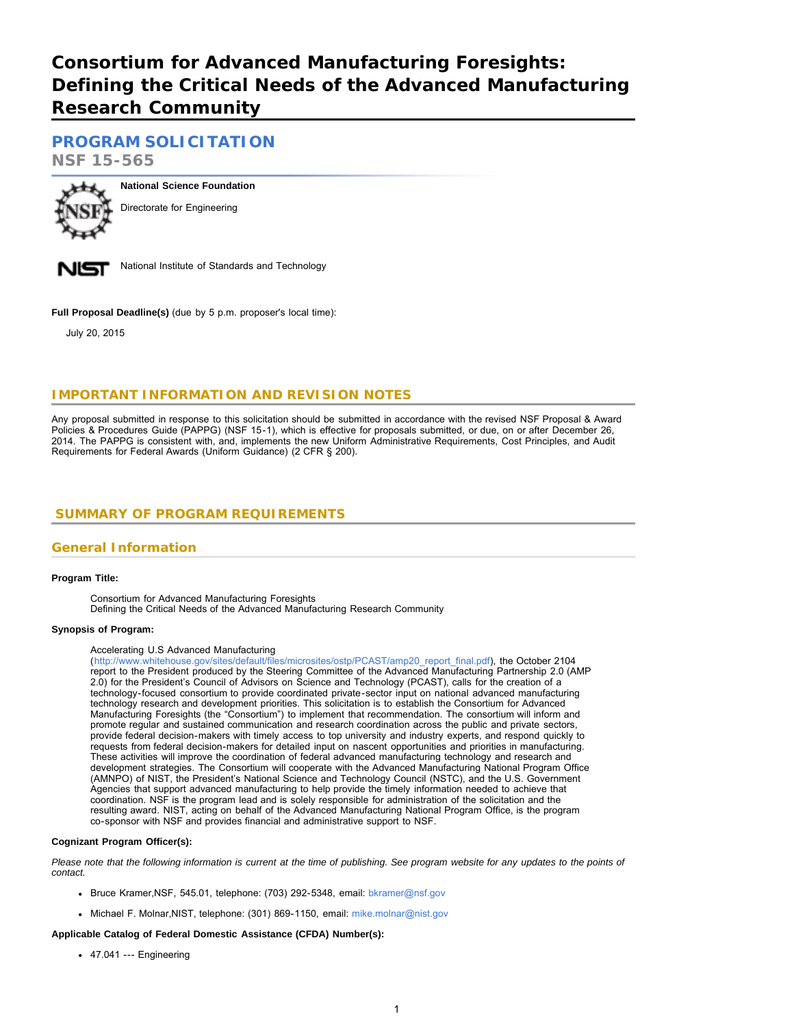# Consortium for Advanced Manufacturing Foresights: Defining the Critical Needs of the Advanced Manufacturing Research Community

## PROGRAM SOLICITATION

**NSF 15-565**

**National Science Foundation**

Directorate for Engineering

National Institute of Standards and Technology

**Full Proposal Deadline(s)** (due by 5 p.m. proposer's local time):

July 20, 2015

## IMPORTANT INFORMATION AND REVISION NOTES

Any proposal submitted in response to this solicitation should be submitted in accordance with the revised NSF Proposal & Award Policies & Procedures Guide (PAPPG) (NSF 15-1), which is effective for proposals submitted, or due, on or after December 26, 2014. The PAPPG is consistent with, and, implements the new Uniform Administrative Requirements, Cost Principles, and Audit Requirements for Federal Awards (Uniform Guidance) (2 CFR § 200).

## SUMMARY OF PROGRAM REQUIREMENTS

### General Information

**Program Title:**

Consortium for Advanced Manufacturing Foresights
Defining the Critical Needs of the Advanced Manufacturing Research Community

**Synopsis of Program:**

Accelerating U.S Advanced Manufacturing (http://www.whitehouse.gov/sites/default/files/microsites/ostp/PCAST/amp20_report_final.pdf), the October 2104 report to the President produced by the Steering Committee of the Advanced Manufacturing Partnership 2.0 (AMP 2.0) for the President's Council of Advisors on Science and Technology (PCAST), calls for the creation of a technology-focused consortium to provide coordinated private-sector input on national advanced manufacturing technology research and development priorities. This solicitation is to establish the Consortium for Advanced Manufacturing Foresights (the "Consortium") to implement that recommendation. The consortium will inform and promote regular and sustained communication and research coordination across the public and private sectors, provide federal decision-makers with timely access to top university and industry experts, and respond quickly to requests from federal decision-makers for detailed input on nascent opportunities and priorities in manufacturing. These activities will improve the coordination of federal advanced manufacturing technology and research and development strategies. The Consortium will cooperate with the Advanced Manufacturing National Program Office (AMNPO) of NIST, the President's National Science and Technology Council (NSTC), and the U.S. Government Agencies that support advanced manufacturing to help provide the timely information needed to achieve that coordination. NSF is the program lead and is solely responsible for administration of the solicitation and the resulting award. NIST, acting on behalf of the Advanced Manufacturing National Program Office, is the program co-sponsor with NSF and provides financial and administrative support to NSF.

**Cognizant Program Officer(s):**

*Please note that the following information is current at the time of publishing. See program website for any updates to the points of contact.*

- Bruce Kramer,NSF, 545.01, telephone: (703) 292-5348, email: bkramer@nsf.gov
- Michael F. Molnar,NIST, telephone: (301) 869-1150, email: mike.molnar@nist.gov

**Applicable Catalog of Federal Domestic Assistance (CFDA) Number(s):**

- 47.041 --- Engineering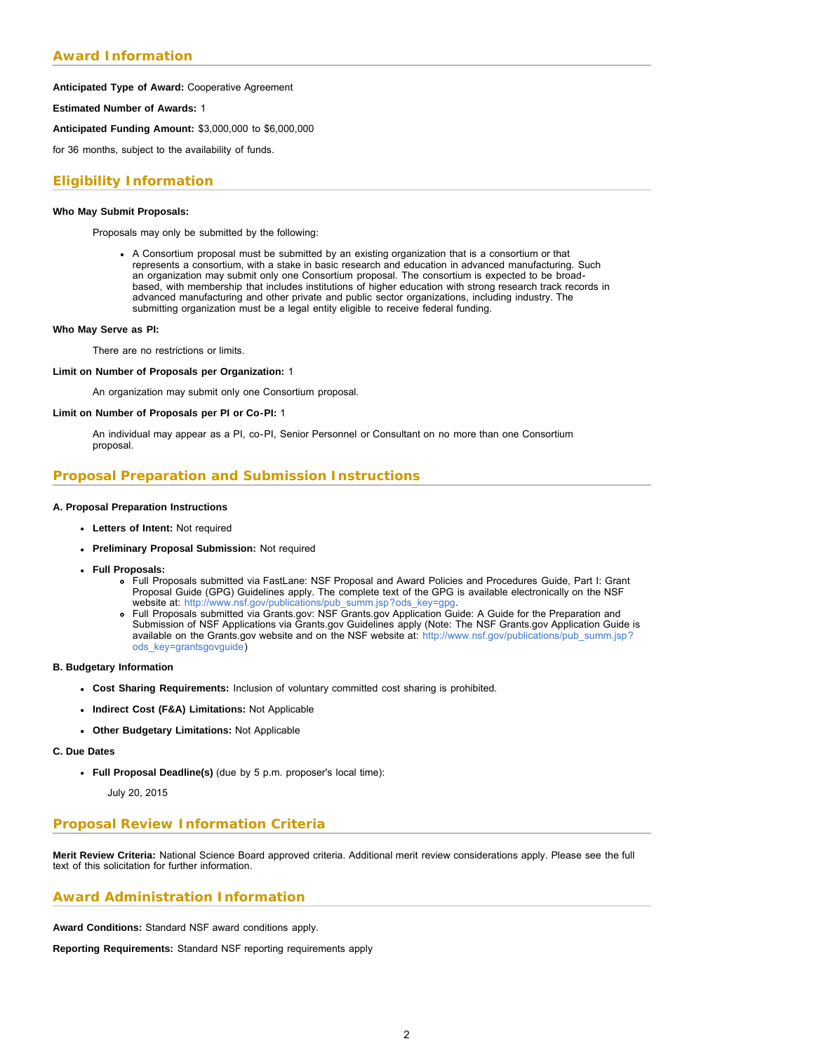## Award Information

**Anticipated Type of Award:** Cooperative Agreement

**Estimated Number of Awards:** 1

**Anticipated Funding Amount:** $3,000,000 to $6,000,000

for 36 months, subject to the availability of funds.

## Eligibility Information

**Who May Submit Proposals:**

Proposals may only be submitted by the following:

- A Consortium proposal must be submitted by an existing organization that is a consortium or that represents a consortium, with a stake in basic research and education in advanced manufacturing. Such an organization may submit only one Consortium proposal. The consortium is expected to be broad-based, with membership that includes institutions of higher education with strong research track records in advanced manufacturing and other private and public sector organizations, including industry. The submitting organization must be a legal entity eligible to receive federal funding.

**Who May Serve as PI:**

There are no restrictions or limits.

**Limit on Number of Proposals per Organization:** 1

An organization may submit only one Consortium proposal.

**Limit on Number of Proposals per PI or Co-PI:** 1

An individual may appear as a PI, co-PI, Senior Personnel or Consultant on no more than one Consortium proposal.

## Proposal Preparation and Submission Instructions

**A. Proposal Preparation Instructions**

- **Letters of Intent:** Not required
- **Preliminary Proposal Submission:** Not required
- **Full Proposals:**
  - Full Proposals submitted via FastLane: NSF Proposal and Award Policies and Procedures Guide, Part I: Grant Proposal Guide (GPG) Guidelines apply. The complete text of the GPG is available electronically on the NSF website at: http://www.nsf.gov/publications/pub_summ.jsp?ods_key=gpg.
  - Full Proposals submitted via Grants.gov: NSF Grants.gov Application Guide: A Guide for the Preparation and Submission of NSF Applications via Grants.gov Guidelines apply (Note: The NSF Grants.gov Application Guide is available on the Grants.gov website and on the NSF website at: http://www.nsf.gov/publications/pub_summ.jsp?ods_key=grantsgovguide)

**B. Budgetary Information**

- **Cost Sharing Requirements:** Inclusion of voluntary committed cost sharing is prohibited.
- **Indirect Cost (F&A) Limitations:** Not Applicable
- **Other Budgetary Limitations:** Not Applicable

**C. Due Dates**

- **Full Proposal Deadline(s)** (due by 5 p.m. proposer's local time):

  July 20, 2015

## Proposal Review Information Criteria

**Merit Review Criteria:** National Science Board approved criteria. Additional merit review considerations apply. Please see the full text of this solicitation for further information.

## Award Administration Information

**Award Conditions:** Standard NSF award conditions apply.

**Reporting Requirements:** Standard NSF reporting requirements apply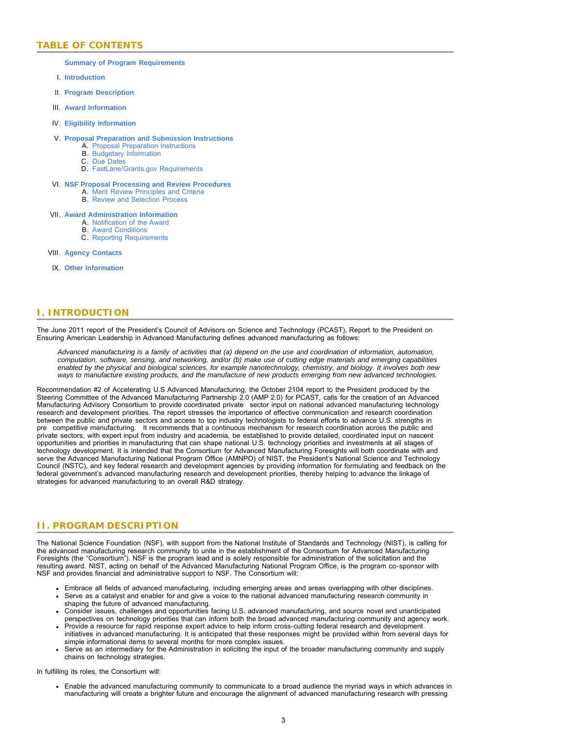## TABLE OF CONTENTS

**Summary of Program Requirements**

I. **Introduction**

II. **Program Description**

III. **Award Information**

IV. **Eligibility Information**

V. **Proposal Preparation and Submission Instructions**
   - A. Proposal Preparation Instructions
   - B. Budgetary Information
   - C. Due Dates
   - D. FastLane/Grants.gov Requirements

VI. **NSF Proposal Processing and Review Procedures**
   - A. Merit Review Principles and Criteria
   - B. Review and Selection Process

VII. **Award Administration Information**
   - A. Notification of the Award
   - B. Award Conditions
   - C. Reporting Requirements

VIII. **Agency Contacts**

IX. **Other Information**

## I. INTRODUCTION

The June 2011 report of the President's Council of Advisors on Science and Technology (PCAST), Report to the President on Ensuring American Leadership in Advanced Manufacturing defines advanced manufacturing as follows:

> *Advanced manufacturing is a family of activities that (a) depend on the use and coordination of information, automation, computation, software, sensing, and networking, and/or (b) make use of cutting edge materials and emerging capabilities enabled by the physical and biological sciences, for example nanotechnology, chemistry, and biology. It involves both new ways to manufacture existing products, and the manufacture of new products emerging from new advanced technologies.*

Recommendation #2 of Accelerating U.S Advanced Manufacturing, the October 2104 report to the President produced by the Steering Committee of the Advanced Manufacturing Partnership 2.0 (AMP 2.0) for PCAST, calls for the creation of an Advanced Manufacturing Advisory Consortium to provide coordinated private sector input on national advanced manufacturing technology research and development priorities. The report stresses the importance of effective communication and research coordination between the public and private sectors and access to top industry technologists to federal efforts to advance U.S. strengths in pre competitive manufacturing. It recommends that a continuous mechanism for research coordination across the public and private sectors, with expert input from industry and academia, be established to provide detailed, coordinated input on nascent opportunities and priorities in manufacturing that can shape national U.S. technology priorities and investments at all stages of technology development. It is intended that the Consortium for Advanced Manufacturing Foresights will both coordinate with and serve the Advanced Manufacturing National Program Office (AMNPO) of NIST, the President's National Science and Technology Council (NSTC), and key federal research and development agencies by providing information for formulating and feedback on the federal government's advanced manufacturing research and development priorities, thereby helping to advance the linkage of strategies for advanced manufacturing to an overall R&D strategy.

## II. PROGRAM DESCRIPTION

The National Science Foundation (NSF), with support from the National Institute of Standards and Technology (NIST), is calling for the advanced manufacturing research community to unite in the establishment of the Consortium for Advanced Manufacturing Foresights (the "Consortium"). NSF is the program lead and is solely responsible for administration of the solicitation and the resulting award. NIST, acting on behalf of the Advanced Manufacturing National Program Office, is the program co-sponsor with NSF and provides financial and administrative support to NSF. The Consortium will:

- Embrace all fields of advanced manufacturing, including emerging areas and areas overlapping with other disciplines.
- Serve as a catalyst and enabler for and give a voice to the national advanced manufacturing research community in shaping the future of advanced manufacturing.
- Consider issues, challenges and opportunities facing U.S. advanced manufacturing, and source novel and unanticipated perspectives on technology priorities that can inform both the broad advanced manufacturing community and agency work.
- Provide a resource for rapid response expert advice to help inform cross-cutting federal research and development initiatives in advanced manufacturing. It is anticipated that these responses might be provided within from several days for simple informational items to several months for more complex issues.
- Serve as an intermediary for the Administration in soliciting the input of the broader manufacturing community and supply chains on technology strategies.

In fulfilling its roles, the Consortium will:

- Enable the advanced manufacturing community to communicate to a broad audience the myriad ways in which advances in manufacturing will create a brighter future and encourage the alignment of advanced manufacturing research with pressing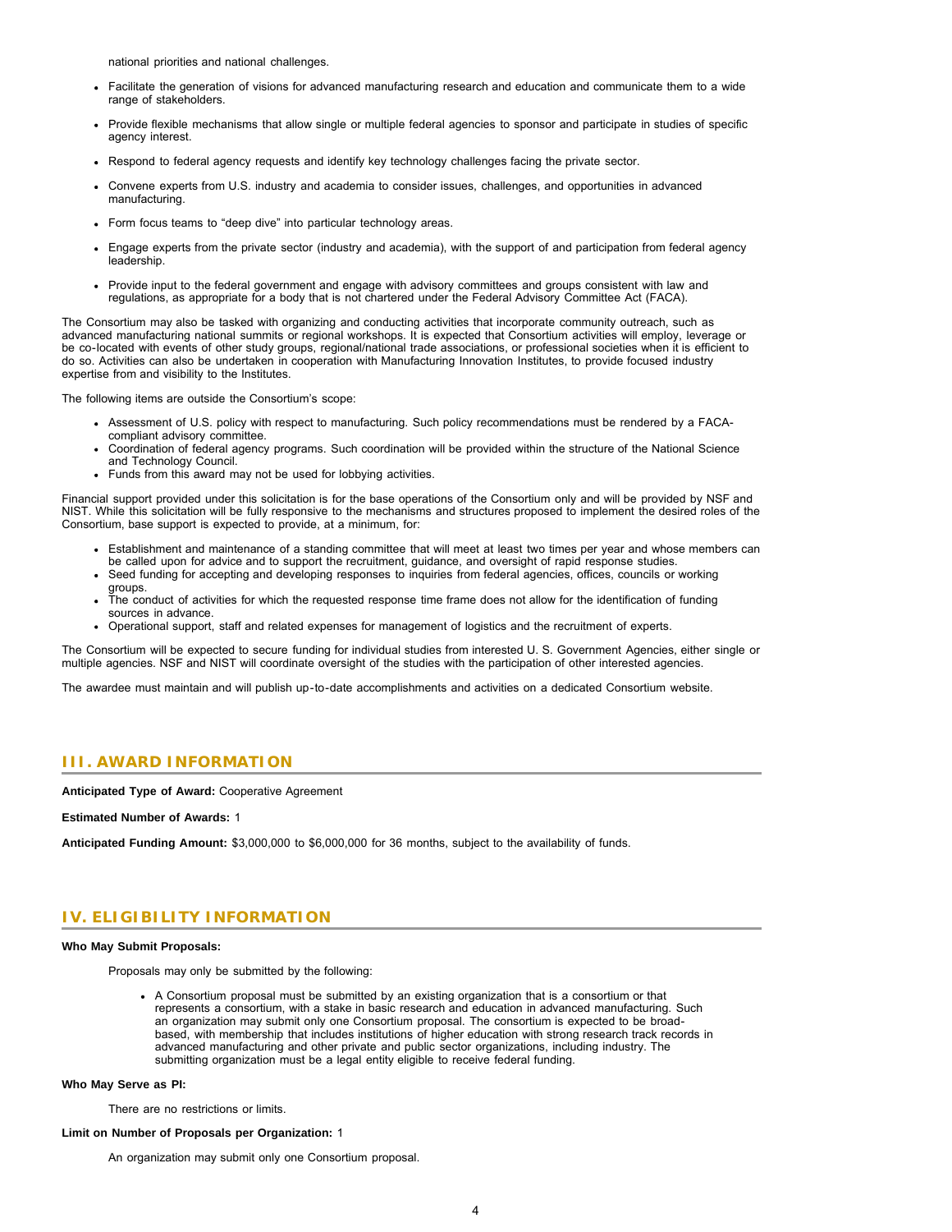national priorities and national challenges.

- Facilitate the generation of visions for advanced manufacturing research and education and communicate them to a wide range of stakeholders.
- Provide flexible mechanisms that allow single or multiple federal agencies to sponsor and participate in studies of specific agency interest.
- Respond to federal agency requests and identify key technology challenges facing the private sector.
- Convene experts from U.S. industry and academia to consider issues, challenges, and opportunities in advanced manufacturing.
- Form focus teams to "deep dive" into particular technology areas.
- Engage experts from the private sector (industry and academia), with the support of and participation from federal agency leadership.
- Provide input to the federal government and engage with advisory committees and groups consistent with law and regulations, as appropriate for a body that is not chartered under the Federal Advisory Committee Act (FACA).

The Consortium may also be tasked with organizing and conducting activities that incorporate community outreach, such as advanced manufacturing national summits or regional workshops. It is expected that Consortium activities will employ, leverage or be co-located with events of other study groups, regional/national trade associations, or professional societies when it is efficient to do so. Activities can also be undertaken in cooperation with Manufacturing Innovation Institutes, to provide focused industry expertise from and visibility to the Institutes.

The following items are outside the Consortium's scope:

- Assessment of U.S. policy with respect to manufacturing. Such policy recommendations must be rendered by a FACA-compliant advisory committee.
- Coordination of federal agency programs. Such coordination will be provided within the structure of the National Science and Technology Council.
- Funds from this award may not be used for lobbying activities.

Financial support provided under this solicitation is for the base operations of the Consortium only and will be provided by NSF and NIST. While this solicitation will be fully responsive to the mechanisms and structures proposed to implement the desired roles of the Consortium, base support is expected to provide, at a minimum, for:

- Establishment and maintenance of a standing committee that will meet at least two times per year and whose members can be called upon for advice and to support the recruitment, guidance, and oversight of rapid response studies.
- Seed funding for accepting and developing responses to inquiries from federal agencies, offices, councils or working groups.
- The conduct of activities for which the requested response time frame does not allow for the identification of funding sources in advance.
- Operational support, staff and related expenses for management of logistics and the recruitment of experts.

The Consortium will be expected to secure funding for individual studies from interested U. S. Government Agencies, either single or multiple agencies. NSF and NIST will coordinate oversight of the studies with the participation of other interested agencies.

The awardee must maintain and will publish up-to-date accomplishments and activities on a dedicated Consortium website.

## III. AWARD INFORMATION

**Anticipated Type of Award:** Cooperative Agreement

**Estimated Number of Awards:** 1

**Anticipated Funding Amount:** $3,000,000 to $6,000,000 for 36 months, subject to the availability of funds.

## IV. ELIGIBILITY INFORMATION

**Who May Submit Proposals:**

Proposals may only be submitted by the following:

- A Consortium proposal must be submitted by an existing organization that is a consortium or that represents a consortium, with a stake in basic research and education in advanced manufacturing. Such an organization may submit only one Consortium proposal. The consortium is expected to be broad-based, with membership that includes institutions of higher education with strong research track records in advanced manufacturing and other private and public sector organizations, including industry. The submitting organization must be a legal entity eligible to receive federal funding.

**Who May Serve as PI:**

There are no restrictions or limits.

**Limit on Number of Proposals per Organization:** 1

An organization may submit only one Consortium proposal.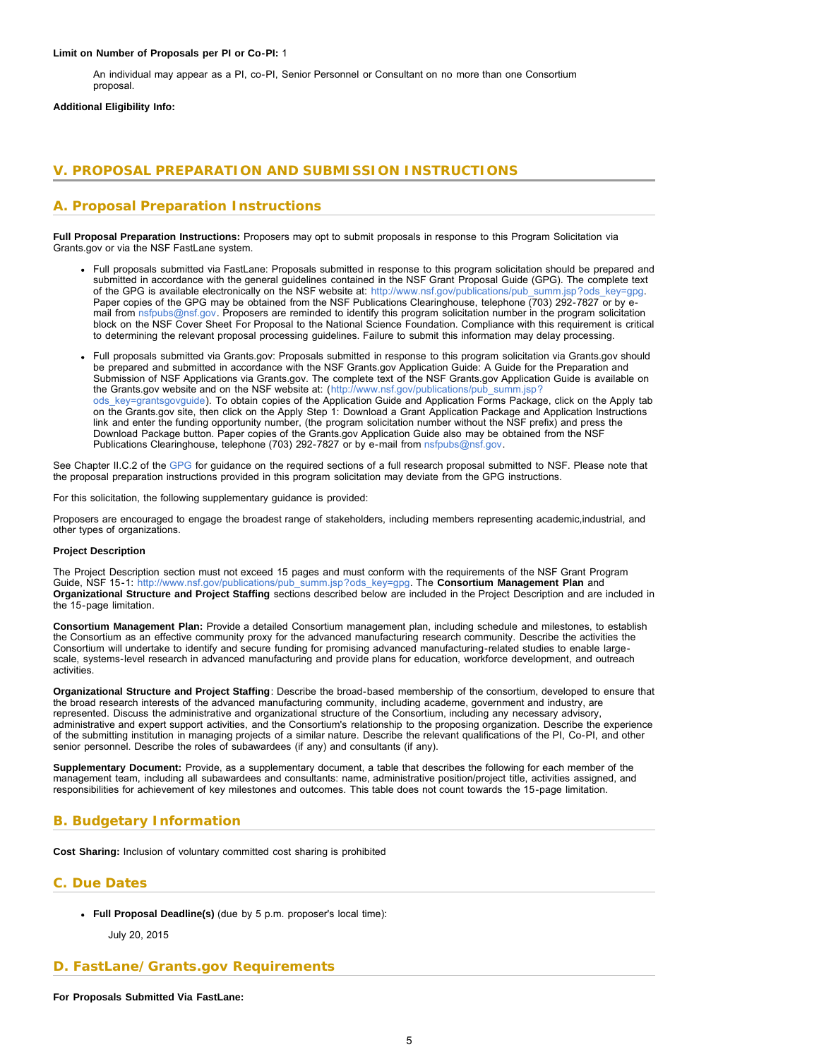**Limit on Number of Proposals per PI or Co-PI:** 1

An individual may appear as a PI, co-PI, Senior Personnel or Consultant on no more than one Consortium proposal.

**Additional Eligibility Info:**

## V. PROPOSAL PREPARATION AND SUBMISSION INSTRUCTIONS

### A. Proposal Preparation Instructions

**Full Proposal Preparation Instructions:** Proposers may opt to submit proposals in response to this Program Solicitation via Grants.gov or via the NSF FastLane system.

- Full proposals submitted via FastLane: Proposals submitted in response to this program solicitation should be prepared and submitted in accordance with the general guidelines contained in the NSF Grant Proposal Guide (GPG). The complete text of the GPG is available electronically on the NSF website at: http://www.nsf.gov/publications/pub_summ.jsp?ods_key=gpg. Paper copies of the GPG may be obtained from the NSF Publications Clearinghouse, telephone (703) 292-7827 or by e-mail from nsfpubs@nsf.gov. Proposers are reminded to identify this program solicitation number in the program solicitation block on the NSF Cover Sheet For Proposal to the National Science Foundation. Compliance with this requirement is critical to determining the relevant proposal processing guidelines. Failure to submit this information may delay processing.
- Full proposals submitted via Grants.gov: Proposals submitted in response to this program solicitation via Grants.gov should be prepared and submitted in accordance with the NSF Grants.gov Application Guide: A Guide for the Preparation and Submission of NSF Applications via Grants.gov. The complete text of the NSF Grants.gov Application Guide is available on the Grants.gov website and on the NSF website at: (http://www.nsf.gov/publications/pub_summ.jsp?ods_key=grantsgovguide). To obtain copies of the Application Guide and Application Forms Package, click on the Apply tab on the Grants.gov site, then click on the Apply Step 1: Download a Grant Application Package and Application Instructions link and enter the funding opportunity number, (the program solicitation number without the NSF prefix) and press the Download Package button. Paper copies of the Grants.gov Application Guide also may be obtained from the NSF Publications Clearinghouse, telephone (703) 292-7827 or by e-mail from nsfpubs@nsf.gov.

See Chapter II.C.2 of the GPG for guidance on the required sections of a full research proposal submitted to NSF. Please note that the proposal preparation instructions provided in this program solicitation may deviate from the GPG instructions.

For this solicitation, the following supplementary guidance is provided:

Proposers are encouraged to engage the broadest range of stakeholders, including members representing academic,industrial, and other types of organizations.

**Project Description**

The Project Description section must not exceed 15 pages and must conform with the requirements of the NSF Grant Program Guide, NSF 15-1: http://www.nsf.gov/publications/pub_summ.jsp?ods_key=gpg. The **Consortium Management Plan** and **Organizational Structure and Project Staffing** sections described below are included in the Project Description and are included in the 15-page limitation.

**Consortium Management Plan:** Provide a detailed Consortium management plan, including schedule and milestones, to establish the Consortium as an effective community proxy for the advanced manufacturing research community. Describe the activities the Consortium will undertake to identify and secure funding for promising advanced manufacturing-related studies to enable large-scale, systems-level research in advanced manufacturing and provide plans for education, workforce development, and outreach activities.

**Organizational Structure and Project Staffing**: Describe the broad-based membership of the consortium, developed to ensure that the broad research interests of the advanced manufacturing community, including academe, government and industry, are represented. Discuss the administrative and organizational structure of the Consortium, including any necessary advisory, administrative and expert support activities, and the Consortium's relationship to the proposing organization. Describe the experience of the submitting institution in managing projects of a similar nature. Describe the relevant qualifications of the PI, Co-PI, and other senior personnel. Describe the roles of subawardees (if any) and consultants (if any).

**Supplementary Document:** Provide, as a supplementary document, a table that describes the following for each member of the management team, including all subawardees and consultants: name, administrative position/project title, activities assigned, and responsibilities for achievement of key milestones and outcomes. This table does not count towards the 15-page limitation.

### B. Budgetary Information

**Cost Sharing:** Inclusion of voluntary committed cost sharing is prohibited

### C. Due Dates

- **Full Proposal Deadline(s)** (due by 5 p.m. proposer's local time):

  July 20, 2015

### D. FastLane/Grants.gov Requirements

**For Proposals Submitted Via FastLane:**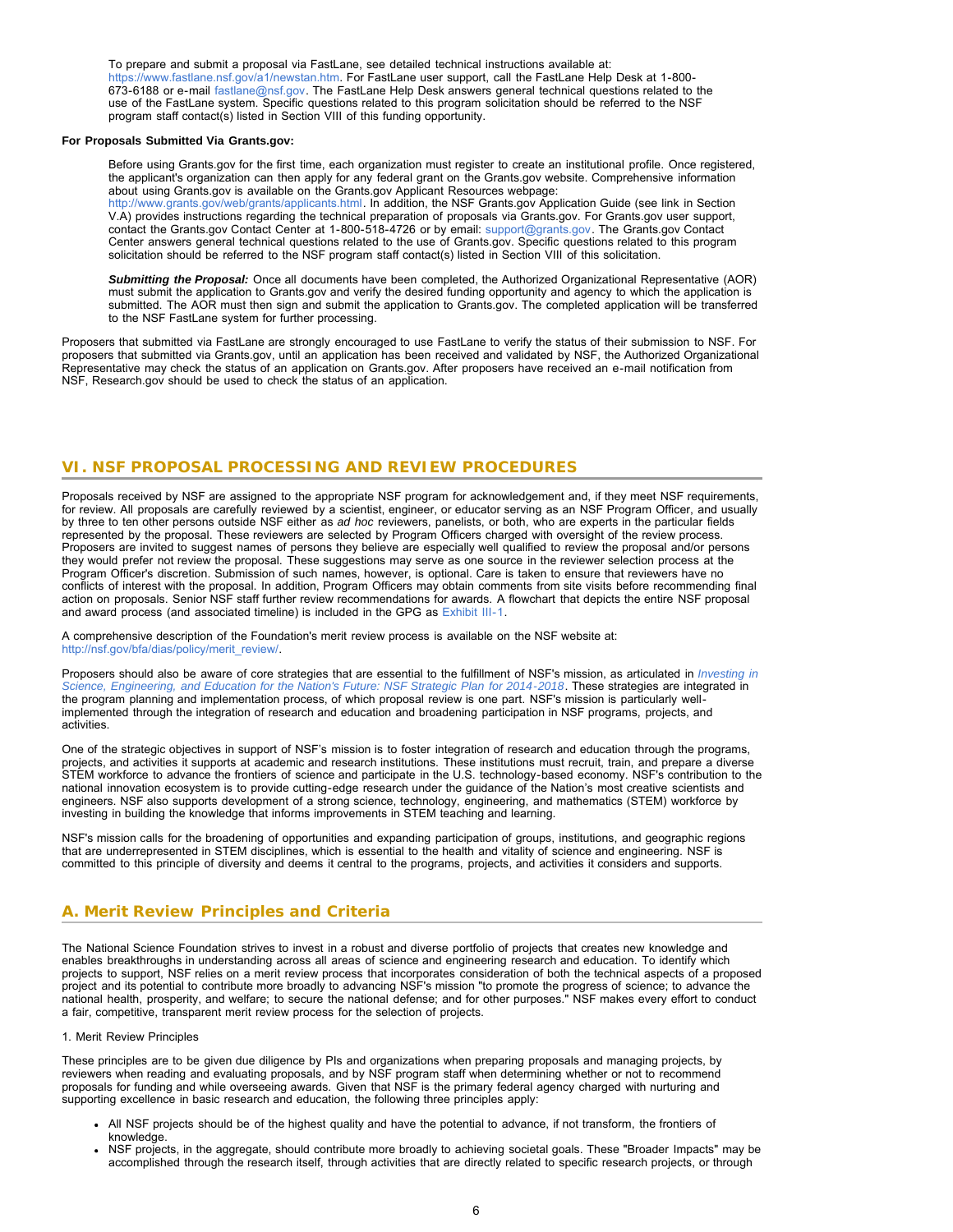To prepare and submit a proposal via FastLane, see detailed technical instructions available at: https://www.fastlane.nsf.gov/a1/newstan.htm. For FastLane user support, call the FastLane Help Desk at 1-800-673-6188 or e-mail fastlane@nsf.gov. The FastLane Help Desk answers general technical questions related to the use of the FastLane system. Specific questions related to this program solicitation should be referred to the NSF program staff contact(s) listed in Section VIII of this funding opportunity.

**For Proposals Submitted Via Grants.gov:**

Before using Grants.gov for the first time, each organization must register to create an institutional profile. Once registered, the applicant's organization can then apply for any federal grant on the Grants.gov website. Comprehensive information about using Grants.gov is available on the Grants.gov Applicant Resources webpage: http://www.grants.gov/web/grants/applicants.html. In addition, the NSF Grants.gov Application Guide (see link in Section V.A) provides instructions regarding the technical preparation of proposals via Grants.gov. For Grants.gov user support, contact the Grants.gov Contact Center at 1-800-518-4726 or by email: support@grants.gov. The Grants.gov Contact Center answers general technical questions related to the use of Grants.gov. Specific questions related to this program solicitation should be referred to the NSF program staff contact(s) listed in Section VIII of this solicitation.

***Submitting the Proposal:*** Once all documents have been completed, the Authorized Organizational Representative (AOR) must submit the application to Grants.gov and verify the desired funding opportunity and agency to which the application is submitted. The AOR must then sign and submit the application to Grants.gov. The completed application will be transferred to the NSF FastLane system for further processing.

Proposers that submitted via FastLane are strongly encouraged to use FastLane to verify the status of their submission to NSF. For proposers that submitted via Grants.gov, until an application has been received and validated by NSF, the Authorized Organizational Representative may check the status of an application on Grants.gov. After proposers have received an e-mail notification from NSF, Research.gov should be used to check the status of an application.

## VI. NSF PROPOSAL PROCESSING AND REVIEW PROCEDURES

Proposals received by NSF are assigned to the appropriate NSF program for acknowledgement and, if they meet NSF requirements, for review. All proposals are carefully reviewed by a scientist, engineer, or educator serving as an NSF Program Officer, and usually by three to ten other persons outside NSF either as *ad hoc* reviewers, panelists, or both, who are experts in the particular fields represented by the proposal. These reviewers are selected by Program Officers charged with oversight of the review process. Proposers are invited to suggest names of persons they believe are especially well qualified to review the proposal and/or persons they would prefer not review the proposal. These suggestions may serve as one source in the reviewer selection process at the Program Officer's discretion. Submission of such names, however, is optional. Care is taken to ensure that reviewers have no conflicts of interest with the proposal. In addition, Program Officers may obtain comments from site visits before recommending final action on proposals. Senior NSF staff further review recommendations for awards. A flowchart that depicts the entire NSF proposal and award process (and associated timeline) is included in the GPG as Exhibit III-1.

A comprehensive description of the Foundation's merit review process is available on the NSF website at: http://nsf.gov/bfa/dias/policy/merit_review/.

Proposers should also be aware of core strategies that are essential to the fulfillment of NSF's mission, as articulated in *Investing in Science, Engineering, and Education for the Nation's Future: NSF Strategic Plan for 2014-2018*. These strategies are integrated in the program planning and implementation process, of which proposal review is one part. NSF's mission is particularly well-implemented through the integration of research and education and broadening participation in NSF programs, projects, and activities.

One of the strategic objectives in support of NSF's mission is to foster integration of research and education through the programs, projects, and activities it supports at academic and research institutions. These institutions must recruit, train, and prepare a diverse STEM workforce to advance the frontiers of science and participate in the U.S. technology-based economy. NSF's contribution to the national innovation ecosystem is to provide cutting-edge research under the guidance of the Nation's most creative scientists and engineers. NSF also supports development of a strong science, technology, engineering, and mathematics (STEM) workforce by investing in building the knowledge that informs improvements in STEM teaching and learning.

NSF's mission calls for the broadening of opportunities and expanding participation of groups, institutions, and geographic regions that are underrepresented in STEM disciplines, which is essential to the health and vitality of science and engineering. NSF is committed to this principle of diversity and deems it central to the programs, projects, and activities it considers and supports.

### A. Merit Review Principles and Criteria

The National Science Foundation strives to invest in a robust and diverse portfolio of projects that creates new knowledge and enables breakthroughs in understanding across all areas of science and engineering research and education. To identify which projects to support, NSF relies on a merit review process that incorporates consideration of both the technical aspects of a proposed project and its potential to contribute more broadly to advancing NSF's mission "to promote the progress of science; to advance the national health, prosperity, and welfare; to secure the national defense; and for other purposes." NSF makes every effort to conduct a fair, competitive, transparent merit review process for the selection of projects.

1. Merit Review Principles

These principles are to be given due diligence by PIs and organizations when preparing proposals and managing projects, by reviewers when reading and evaluating proposals, and by NSF program staff when determining whether or not to recommend proposals for funding and while overseeing awards. Given that NSF is the primary federal agency charged with nurturing and supporting excellence in basic research and education, the following three principles apply:

- All NSF projects should be of the highest quality and have the potential to advance, if not transform, the frontiers of knowledge.
- NSF projects, in the aggregate, should contribute more broadly to achieving societal goals. These "Broader Impacts" may be accomplished through the research itself, through activities that are directly related to specific research projects, or through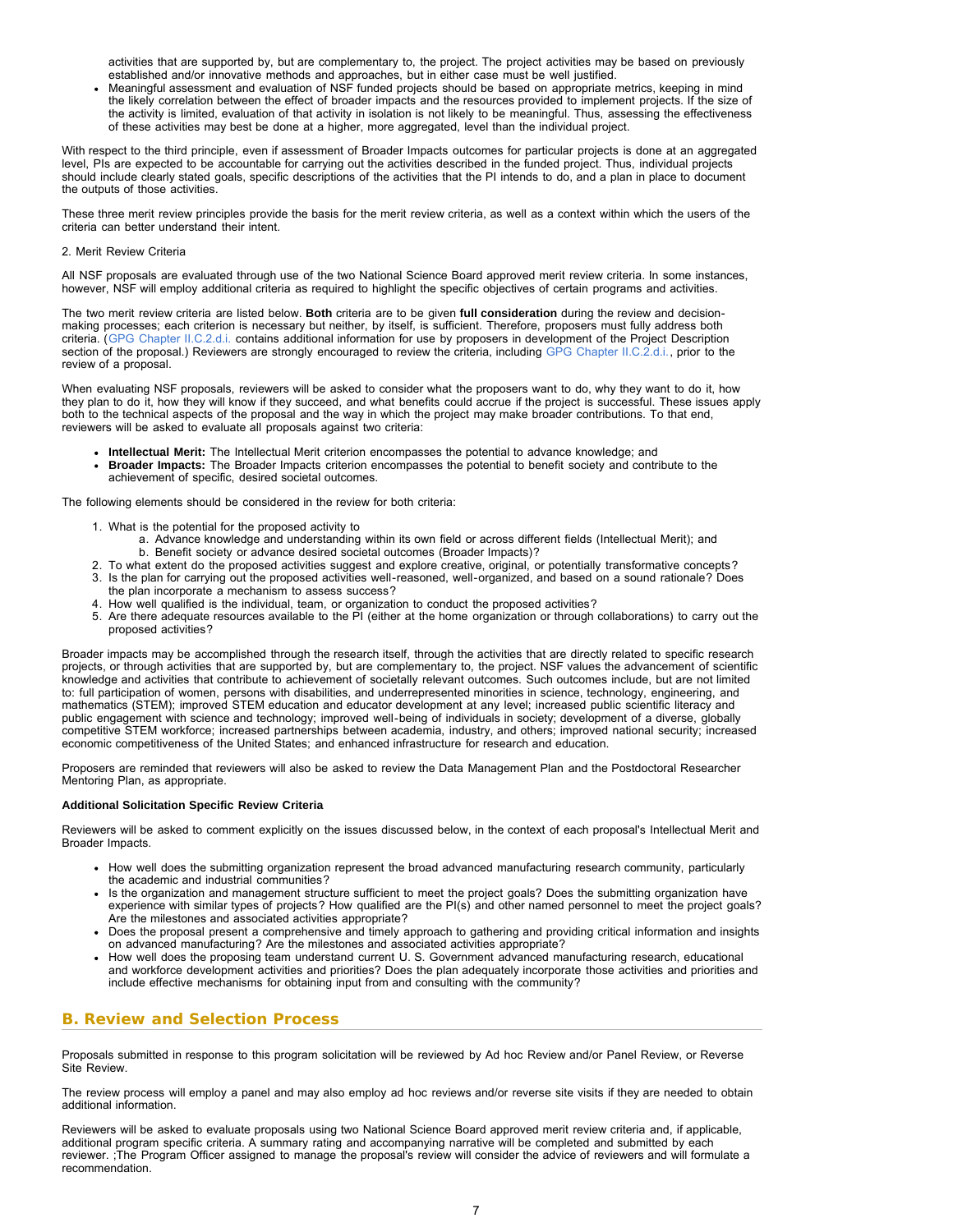activities that are supported by, but are complementary to, the project. The project activities may be based on previously established and/or innovative methods and approaches, but in either case must be well justified.
- Meaningful assessment and evaluation of NSF funded projects should be based on appropriate metrics, keeping in mind the likely correlation between the effect of broader impacts and the resources provided to implement projects. If the size of the activity is limited, evaluation of that activity in isolation is not likely to be meaningful. Thus, assessing the effectiveness of these activities may best be done at a higher, more aggregated, level than the individual project.

With respect to the third principle, even if assessment of Broader Impacts outcomes for particular projects is done at an aggregated level, PIs are expected to be accountable for carrying out the activities described in the funded project. Thus, individual projects should include clearly stated goals, specific descriptions of the activities that the PI intends to do, and a plan in place to document the outputs of those activities.

These three merit review principles provide the basis for the merit review criteria, as well as a context within which the users of the criteria can better understand their intent.

2. Merit Review Criteria

All NSF proposals are evaluated through use of the two National Science Board approved merit review criteria. In some instances, however, NSF will employ additional criteria as required to highlight the specific objectives of certain programs and activities.

The two merit review criteria are listed below. **Both** criteria are to be given **full consideration** during the review and decision-making processes; each criterion is necessary but neither, by itself, is sufficient. Therefore, proposers must fully address both criteria. (GPG Chapter II.C.2.d.i. contains additional information for use by proposers in development of the Project Description section of the proposal.) Reviewers are strongly encouraged to review the criteria, including GPG Chapter II.C.2.d.i., prior to the review of a proposal.

When evaluating NSF proposals, reviewers will be asked to consider what the proposers want to do, why they want to do it, how they plan to do it, how they will know if they succeed, and what benefits could accrue if the project is successful. These issues apply both to the technical aspects of the proposal and the way in which the project may make broader contributions. To that end, reviewers will be asked to evaluate all proposals against two criteria:

- **Intellectual Merit:** The Intellectual Merit criterion encompasses the potential to advance knowledge; and
- **Broader Impacts:** The Broader Impacts criterion encompasses the potential to benefit society and contribute to the achievement of specific, desired societal outcomes.

The following elements should be considered in the review for both criteria:

1. What is the potential for the proposed activity to
   a. Advance knowledge and understanding within its own field or across different fields (Intellectual Merit); and
   b. Benefit society or advance desired societal outcomes (Broader Impacts)?
2. To what extent do the proposed activities suggest and explore creative, original, or potentially transformative concepts?
3. Is the plan for carrying out the proposed activities well-reasoned, well-organized, and based on a sound rationale? Does the plan incorporate a mechanism to assess success?
4. How well qualified is the individual, team, or organization to conduct the proposed activities?
5. Are there adequate resources available to the PI (either at the home organization or through collaborations) to carry out the proposed activities?

Broader impacts may be accomplished through the research itself, through the activities that are directly related to specific research projects, or through activities that are supported by, but are complementary to, the project. NSF values the advancement of scientific knowledge and activities that contribute to achievement of societally relevant outcomes. Such outcomes include, but are not limited to: full participation of women, persons with disabilities, and underrepresented minorities in science, technology, engineering, and mathematics (STEM); improved STEM education and educator development at any level; increased public scientific literacy and public engagement with science and technology; improved well-being of individuals in society; development of a diverse, globally competitive STEM workforce; increased partnerships between academia, industry, and others; improved national security; increased economic competitiveness of the United States; and enhanced infrastructure for research and education.

Proposers are reminded that reviewers will also be asked to review the Data Management Plan and the Postdoctoral Researcher Mentoring Plan, as appropriate.

**Additional Solicitation Specific Review Criteria**

Reviewers will be asked to comment explicitly on the issues discussed below, in the context of each proposal's Intellectual Merit and Broader Impacts.

- How well does the submitting organization represent the broad advanced manufacturing research community, particularly the academic and industrial communities?
- Is the organization and management structure sufficient to meet the project goals? Does the submitting organization have experience with similar types of projects? How qualified are the PI(s) and other named personnel to meet the project goals? Are the milestones and associated activities appropriate?
- Does the proposal present a comprehensive and timely approach to gathering and providing critical information and insights on advanced manufacturing? Are the milestones and associated activities appropriate?
- How well does the proposing team understand current U. S. Government advanced manufacturing research, educational and workforce development activities and priorities? Does the plan adequately incorporate those activities and priorities and include effective mechanisms for obtaining input from and consulting with the community?

## B. Review and Selection Process

Proposals submitted in response to this program solicitation will be reviewed by Ad hoc Review and/or Panel Review, or Reverse Site Review.

The review process will employ a panel and may also employ ad hoc reviews and/or reverse site visits if they are needed to obtain additional information.

Reviewers will be asked to evaluate proposals using two National Science Board approved merit review criteria and, if applicable, additional program specific criteria. A summary rating and accompanying narrative will be completed and submitted by each reviewer. ;The Program Officer assigned to manage the proposal's review will consider the advice of reviewers and will formulate a recommendation.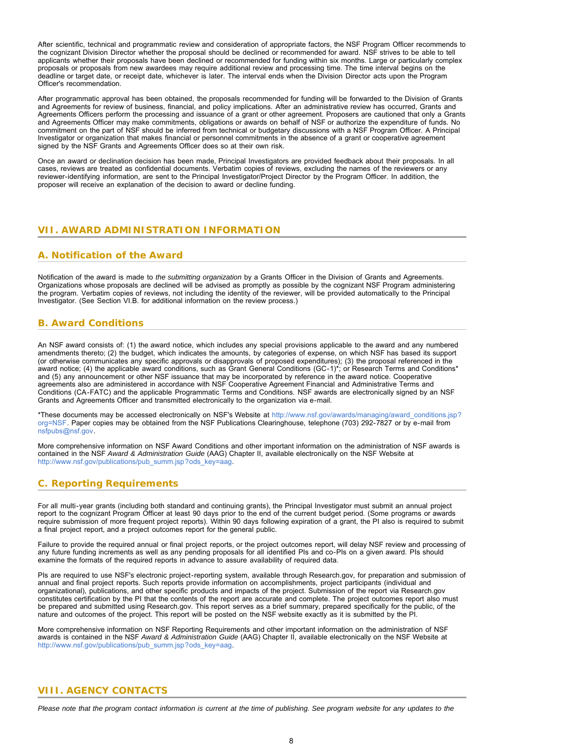After scientific, technical and programmatic review and consideration of appropriate factors, the NSF Program Officer recommends to the cognizant Division Director whether the proposal should be declined or recommended for award. NSF strives to be able to tell applicants whether their proposals have been declined or recommended for funding within six months. Large or particularly complex proposals or proposals from new awardees may require additional review and processing time. The time interval begins on the deadline or target date, or receipt date, whichever is later. The interval ends when the Division Director acts upon the Program Officer's recommendation.

After programmatic approval has been obtained, the proposals recommended for funding will be forwarded to the Division of Grants and Agreements for review of business, financial, and policy implications. After an administrative review has occurred, Grants and Agreements Officers perform the processing and issuance of a grant or other agreement. Proposers are cautioned that only a Grants and Agreements Officer may make commitments, obligations or awards on behalf of NSF or authorize the expenditure of funds. No commitment on the part of NSF should be inferred from technical or budgetary discussions with a NSF Program Officer. A Principal Investigator or organization that makes financial or personnel commitments in the absence of a grant or cooperative agreement signed by the NSF Grants and Agreements Officer does so at their own risk.

Once an award or declination decision has been made, Principal Investigators are provided feedback about their proposals. In all cases, reviews are treated as confidential documents. Verbatim copies of reviews, excluding the names of the reviewers or any reviewer-identifying information, are sent to the Principal Investigator/Project Director by the Program Officer. In addition, the proposer will receive an explanation of the decision to award or decline funding.

## VII. AWARD ADMINISTRATION INFORMATION

### A. Notification of the Award

Notification of the award is made to *the submitting organization* by a Grants Officer in the Division of Grants and Agreements. Organizations whose proposals are declined will be advised as promptly as possible by the cognizant NSF Program administering the program. Verbatim copies of reviews, not including the identity of the reviewer, will be provided automatically to the Principal Investigator. (See Section VI.B. for additional information on the review process.)

### B. Award Conditions

An NSF award consists of: (1) the award notice, which includes any special provisions applicable to the award and any numbered amendments thereto; (2) the budget, which indicates the amounts, by categories of expense, on which NSF has based its support (or otherwise communicates any specific approvals or disapprovals of proposed expenditures); (3) the proposal referenced in the award notice; (4) the applicable award conditions, such as Grant General Conditions (GC-1)*; or Research Terms and Conditions* and (5) any announcement or other NSF issuance that may be incorporated by reference in the award notice. Cooperative agreements also are administered in accordance with NSF Cooperative Agreement Financial and Administrative Terms and Conditions (CA-FATC) and the applicable Programmatic Terms and Conditions. NSF awards are electronically signed by an NSF Grants and Agreements Officer and transmitted electronically to the organization via e-mail.

*These documents may be accessed electronically on NSF's Website at http://www.nsf.gov/awards/managing/award_conditions.jsp?org=NSF. Paper copies may be obtained from the NSF Publications Clearinghouse, telephone (703) 292-7827 or by e-mail from nsfpubs@nsf.gov.

More comprehensive information on NSF Award Conditions and other important information on the administration of NSF awards is contained in the NSF *Award & Administration Guide* (AAG) Chapter II, available electronically on the NSF Website at http://www.nsf.gov/publications/pub_summ.jsp?ods_key=aag.

### C. Reporting Requirements

For all multi-year grants (including both standard and continuing grants), the Principal Investigator must submit an annual project report to the cognizant Program Officer at least 90 days prior to the end of the current budget period. (Some programs or awards require submission of more frequent project reports). Within 90 days following expiration of a grant, the PI also is required to submit a final project report, and a project outcomes report for the general public.

Failure to provide the required annual or final project reports, or the project outcomes report, will delay NSF review and processing of any future funding increments as well as any pending proposals for all identified PIs and co-PIs on a given award. PIs should examine the formats of the required reports in advance to assure availability of required data.

PIs are required to use NSF's electronic project-reporting system, available through Research.gov, for preparation and submission of annual and final project reports. Such reports provide information on accomplishments, project participants (individual and organizational), publications, and other specific products and impacts of the project. Submission of the report via Research.gov constitutes certification by the PI that the contents of the report are accurate and complete. The project outcomes report also must be prepared and submitted using Research.gov. This report serves as a brief summary, prepared specifically for the public, of the nature and outcomes of the project. This report will be posted on the NSF website exactly as it is submitted by the PI.

More comprehensive information on NSF Reporting Requirements and other important information on the administration of NSF awards is contained in the NSF *Award & Administration Guide* (AAG) Chapter II, available electronically on the NSF Website at http://www.nsf.gov/publications/pub_summ.jsp?ods_key=aag.

## VIII. AGENCY CONTACTS

*Please note that the program contact information is current at the time of publishing. See program website for any updates to the*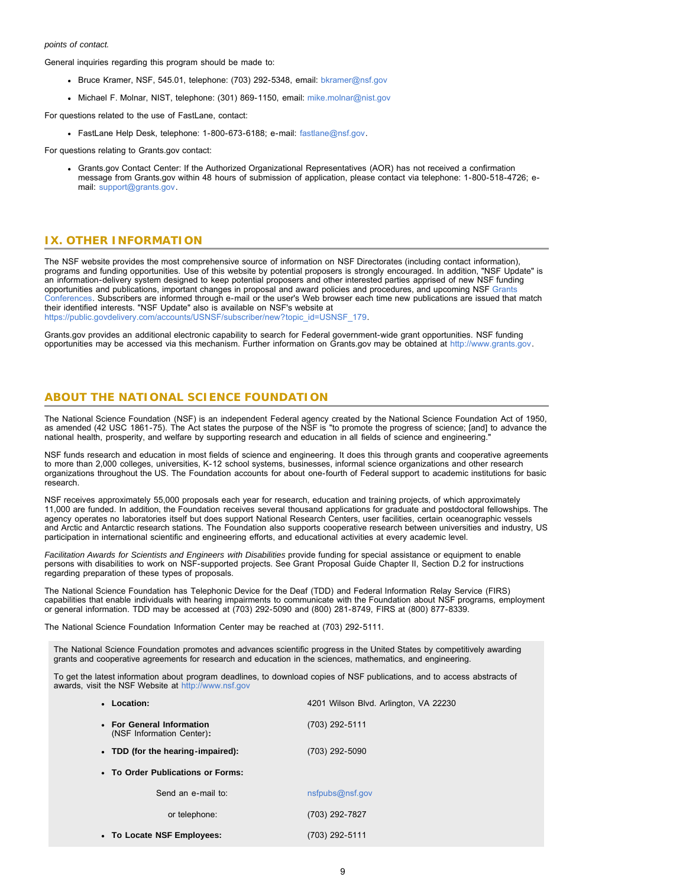*points of contact.*

General inquiries regarding this program should be made to:

- Bruce Kramer, NSF, 545.01, telephone: (703) 292-5348, email: bkramer@nsf.gov
- Michael F. Molnar, NIST, telephone: (301) 869-1150, email: mike.molnar@nist.gov

For questions related to the use of FastLane, contact:

- FastLane Help Desk, telephone: 1-800-673-6188; e-mail: fastlane@nsf.gov.

For questions relating to Grants.gov contact:

- Grants.gov Contact Center: If the Authorized Organizational Representatives (AOR) has not received a confirmation message from Grants.gov within 48 hours of submission of application, please contact via telephone: 1-800-518-4726; e-mail: support@grants.gov.

## IX. OTHER INFORMATION

The NSF website provides the most comprehensive source of information on NSF Directorates (including contact information), programs and funding opportunities. Use of this website by potential proposers is strongly encouraged. In addition, "NSF Update" is an information-delivery system designed to keep potential proposers and other interested parties apprised of new NSF funding opportunities and publications, important changes in proposal and award policies and procedures, and upcoming NSF Grants Conferences. Subscribers are informed through e-mail or the user's Web browser each time new publications are issued that match their identified interests. "NSF Update" also is available on NSF's website at https://public.govdelivery.com/accounts/USNSF/subscriber/new?topic_id=USNSF_179.

Grants.gov provides an additional electronic capability to search for Federal government-wide grant opportunities. NSF funding opportunities may be accessed via this mechanism. Further information on Grants.gov may be obtained at http://www.grants.gov.

## ABOUT THE NATIONAL SCIENCE FOUNDATION

The National Science Foundation (NSF) is an independent Federal agency created by the National Science Foundation Act of 1950, as amended (42 USC 1861-75). The Act states the purpose of the NSF is "to promote the progress of science; [and] to advance the national health, prosperity, and welfare by supporting research and education in all fields of science and engineering."

NSF funds research and education in most fields of science and engineering. It does this through grants and cooperative agreements to more than 2,000 colleges, universities, K-12 school systems, businesses, informal science organizations and other research organizations throughout the US. The Foundation accounts for about one-fourth of Federal support to academic institutions for basic research.

NSF receives approximately 55,000 proposals each year for research, education and training projects, of which approximately 11,000 are funded. In addition, the Foundation receives several thousand applications for graduate and postdoctoral fellowships. The agency operates no laboratories itself but does support National Research Centers, user facilities, certain oceanographic vessels and Arctic and Antarctic research stations. The Foundation also supports cooperative research between universities and industry, US participation in international scientific and engineering efforts, and educational activities at every academic level.

*Facilitation Awards for Scientists and Engineers with Disabilities* provide funding for special assistance or equipment to enable persons with disabilities to work on NSF-supported projects. See Grant Proposal Guide Chapter II, Section D.2 for instructions regarding preparation of these types of proposals.

The National Science Foundation has Telephonic Device for the Deaf (TDD) and Federal Information Relay Service (FIRS) capabilities that enable individuals with hearing impairments to communicate with the Foundation about NSF programs, employment or general information. TDD may be accessed at (703) 292-5090 and (800) 281-8749, FIRS at (800) 877-8339.

The National Science Foundation Information Center may be reached at (703) 292-5111.

The National Science Foundation promotes and advances scientific progress in the United States by competitively awarding grants and cooperative agreements for research and education in the sciences, mathematics, and engineering.

To get the latest information about program deadlines, to download copies of NSF publications, and to access abstracts of awards, visit the NSF Website at http://www.nsf.gov

- **Location:** 4201 Wilson Blvd. Arlington, VA 22230
- **For General Information** (NSF Information Center)**:** (703) 292-5111
- **TDD (for the hearing-impaired):** (703) 292-5090
- **To Order Publications or Forms:**
  - Send an e-mail to: nsfpubs@nsf.gov
  - or telephone: (703) 292-7827
- **To Locate NSF Employees:** (703) 292-5111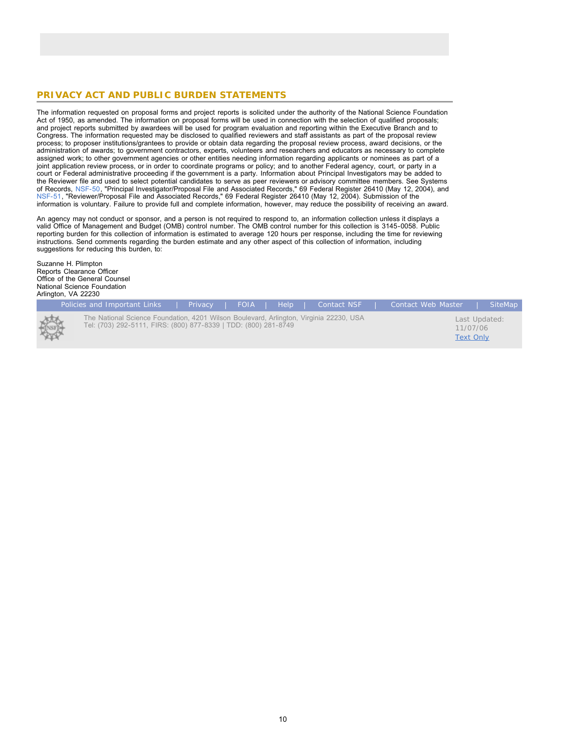## PRIVACY ACT AND PUBLIC BURDEN STATEMENTS

The information requested on proposal forms and project reports is solicited under the authority of the National Science Foundation Act of 1950, as amended. The information on proposal forms will be used in connection with the selection of qualified proposals; and project reports submitted by awardees will be used for program evaluation and reporting within the Executive Branch and to Congress. The information requested may be disclosed to qualified reviewers and staff assistants as part of the proposal review process; to proposer institutions/grantees to provide or obtain data regarding the proposal review process, award decisions, or the administration of awards; to government contractors, experts, volunteers and researchers and educators as necessary to complete assigned work; to other government agencies or other entities needing information regarding applicants or nominees as part of a joint application review process, or in order to coordinate programs or policy; and to another Federal agency, court, or party in a court or Federal administrative proceeding if the government is a party. Information about Principal Investigators may be added to the Reviewer file and used to select potential candidates to serve as peer reviewers or advisory committee members. See Systems of Records, NSF-50, "Principal Investigator/Proposal File and Associated Records," 69 Federal Register 26410 (May 12, 2004), and NSF-51, "Reviewer/Proposal File and Associated Records," 69 Federal Register 26410 (May 12, 2004). Submission of the information is voluntary. Failure to provide full and complete information, however, may reduce the possibility of receiving an award.

An agency may not conduct or sponsor, and a person is not required to respond to, an information collection unless it displays a valid Office of Management and Budget (OMB) control number. The OMB control number for this collection is 3145-0058. Public reporting burden for this collection of information is estimated to average 120 hours per response, including the time for reviewing instructions. Send comments regarding the burden estimate and any other aspect of this collection of information, including suggestions for reducing this burden, to:

Suzanne H. Plimpton
Reports Clearance Officer
Office of the General Counsel
National Science Foundation
Arlington, VA 22230

Policies and Important Links | Privacy | FOIA | Help | Contact NSF | Contact Web Master | SiteMap

The National Science Foundation, 4201 Wilson Boulevard, Arlington, Virginia 22230, USA
Tel: (703) 292-5111, FIRS: (800) 877-8339 | TDD: (800) 281-8749

Last Updated:
11/07/06
Text Only